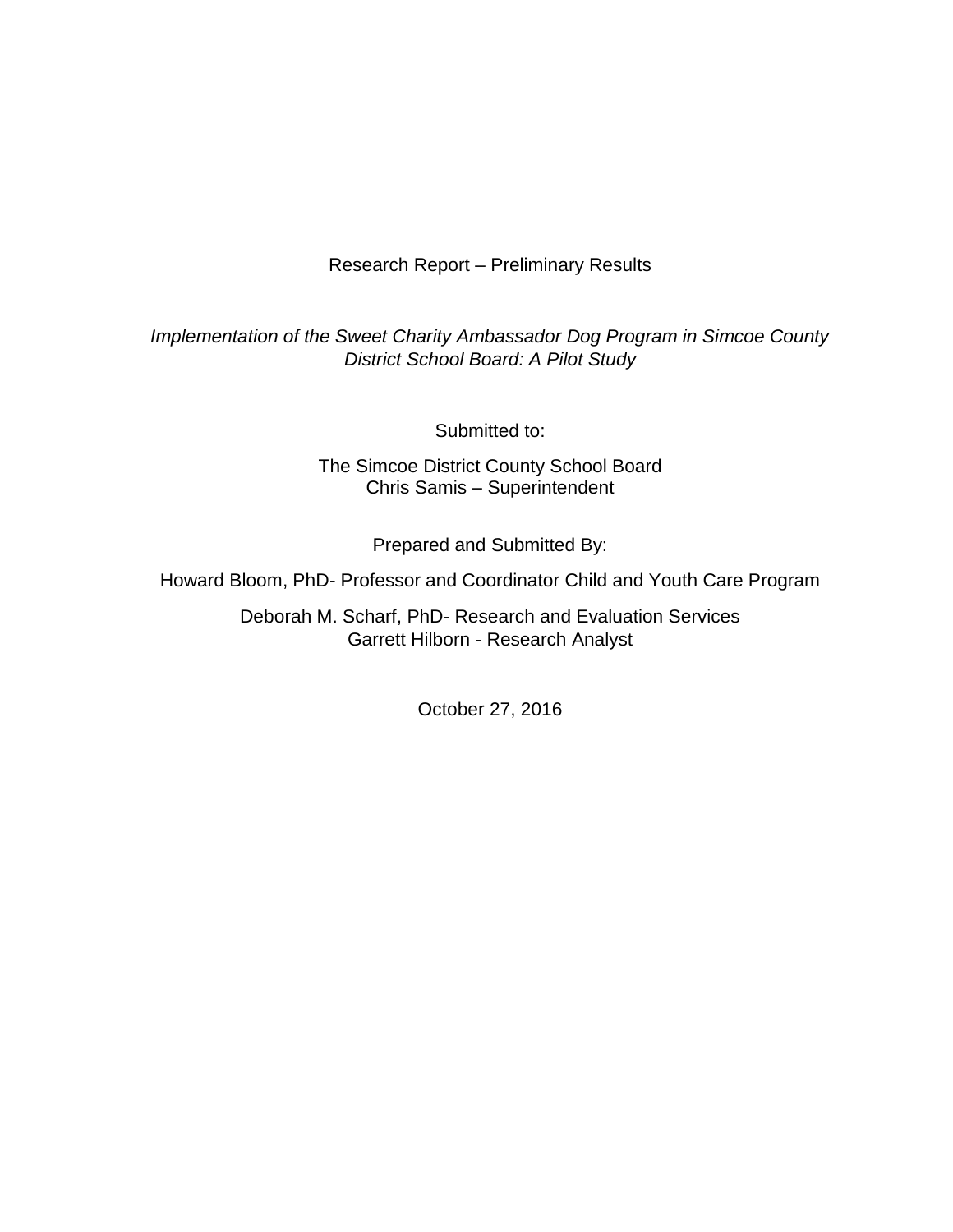Research Report – Preliminary Results

*Implementation of the Sweet Charity Ambassador Dog Program in Simcoe County District School Board: A Pilot Study*

Submitted to:

The Simcoe District County School Board
Chris Samis – Superintendent

Prepared and Submitted By:

Howard Bloom, PhD- Professor and Coordinator Child and Youth Care Program

Deborah M. Scharf, PhD- Research and Evaluation Services
Garrett Hilborn - Research Analyst

October 27, 2016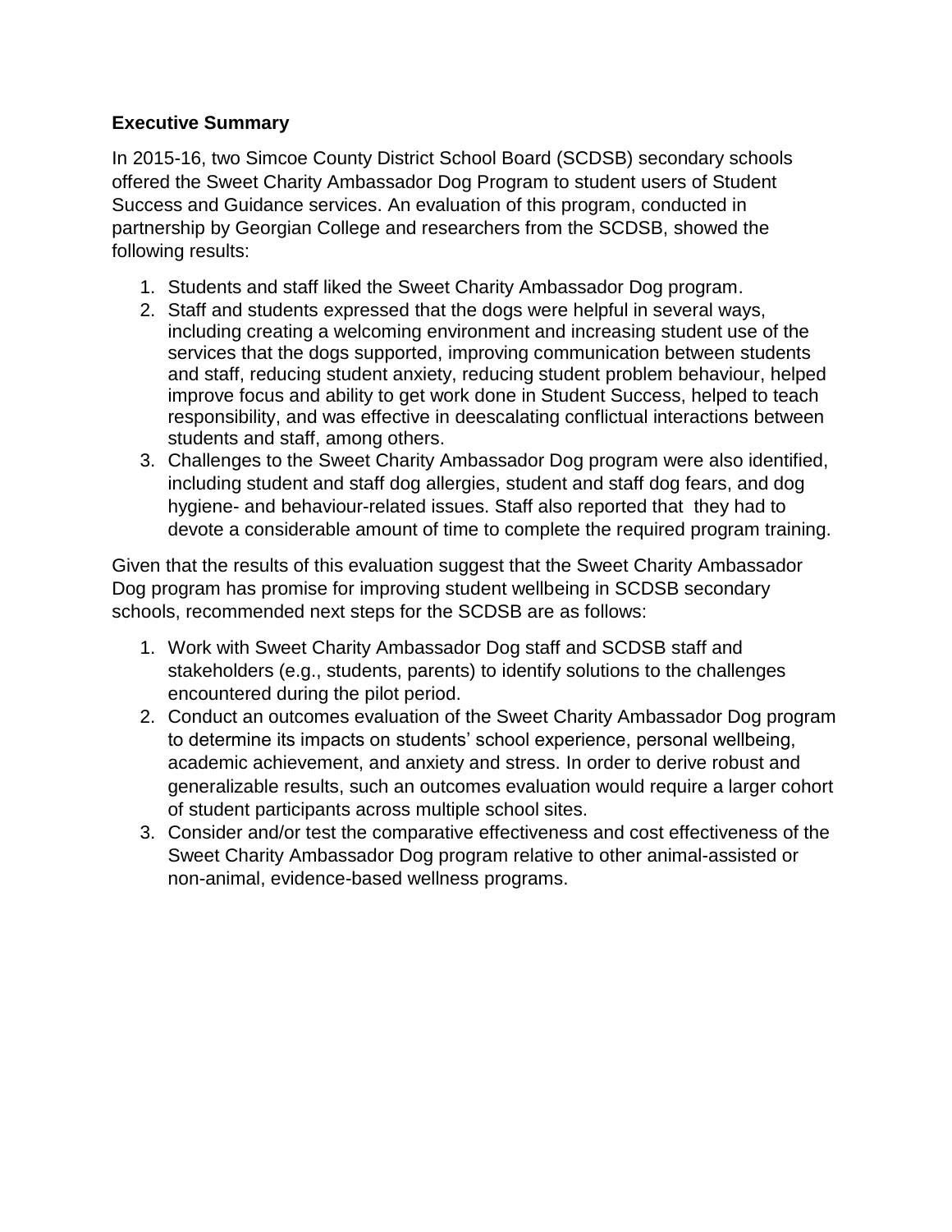**Executive Summary**

In 2015-16, two Simcoe County District School Board (SCDSB) secondary schools offered the Sweet Charity Ambassador Dog Program to student users of Student Success and Guidance services. An evaluation of this program, conducted in partnership by Georgian College and researchers from the SCDSB, showed the following results:

1. Students and staff liked the Sweet Charity Ambassador Dog program.
2. Staff and students expressed that the dogs were helpful in several ways, including creating a welcoming environment and increasing student use of the services that the dogs supported, improving communication between students and staff, reducing student anxiety, reducing student problem behaviour, helped improve focus and ability to get work done in Student Success, helped to teach responsibility, and was effective in deescalating conflictual interactions between students and staff, among others.
3. Challenges to the Sweet Charity Ambassador Dog program were also identified, including student and staff dog allergies, student and staff dog fears, and dog hygiene- and behaviour-related issues. Staff also reported that they had to devote a considerable amount of time to complete the required program training.

Given that the results of this evaluation suggest that the Sweet Charity Ambassador Dog program has promise for improving student wellbeing in SCDSB secondary schools, recommended next steps for the SCDSB are as follows:

1. Work with Sweet Charity Ambassador Dog staff and SCDSB staff and stakeholders (e.g., students, parents) to identify solutions to the challenges encountered during the pilot period.
2. Conduct an outcomes evaluation of the Sweet Charity Ambassador Dog program to determine its impacts on students' school experience, personal wellbeing, academic achievement, and anxiety and stress. In order to derive robust and generalizable results, such an outcomes evaluation would require a larger cohort of student participants across multiple school sites.
3. Consider and/or test the comparative effectiveness and cost effectiveness of the Sweet Charity Ambassador Dog program relative to other animal-assisted or non-animal, evidence-based wellness programs.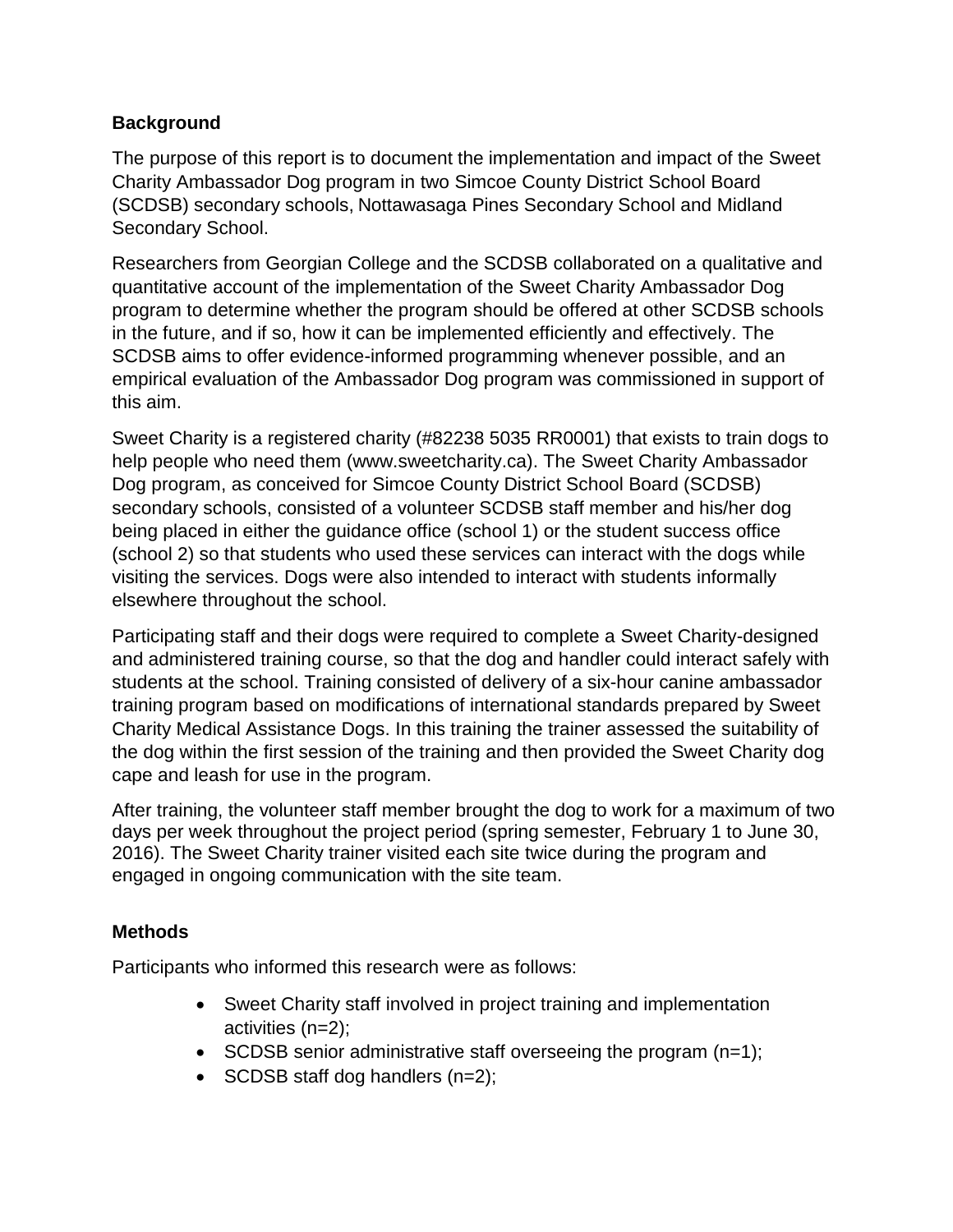**Background**

The purpose of this report is to document the implementation and impact of the Sweet Charity Ambassador Dog program in two Simcoe County District School Board (SCDSB) secondary schools, Nottawasaga Pines Secondary School and Midland Secondary School.

Researchers from Georgian College and the SCDSB collaborated on a qualitative and quantitative account of the implementation of the Sweet Charity Ambassador Dog program to determine whether the program should be offered at other SCDSB schools in the future, and if so, how it can be implemented efficiently and effectively. The SCDSB aims to offer evidence-informed programming whenever possible, and an empirical evaluation of the Ambassador Dog program was commissioned in support of this aim.

Sweet Charity is a registered charity (#82238 5035 RR0001) that exists to train dogs to help people who need them (www.sweetcharity.ca). The Sweet Charity Ambassador Dog program, as conceived for Simcoe County District School Board (SCDSB) secondary schools, consisted of a volunteer SCDSB staff member and his/her dog being placed in either the guidance office (school 1) or the student success office (school 2) so that students who used these services can interact with the dogs while visiting the services. Dogs were also intended to interact with students informally elsewhere throughout the school.

Participating staff and their dogs were required to complete a Sweet Charity-designed and administered training course, so that the dog and handler could interact safely with students at the school. Training consisted of delivery of a six-hour canine ambassador training program based on modifications of international standards prepared by Sweet Charity Medical Assistance Dogs. In this training the trainer assessed the suitability of the dog within the first session of the training and then provided the Sweet Charity dog cape and leash for use in the program.

After training, the volunteer staff member brought the dog to work for a maximum of two days per week throughout the project period (spring semester, February 1 to June 30, 2016). The Sweet Charity trainer visited each site twice during the program and engaged in ongoing communication with the site team.

**Methods**

Participants who informed this research were as follows:

- Sweet Charity staff involved in project training and implementation activities (n=2);
- SCDSB senior administrative staff overseeing the program (n=1);
- SCDSB staff dog handlers (n=2);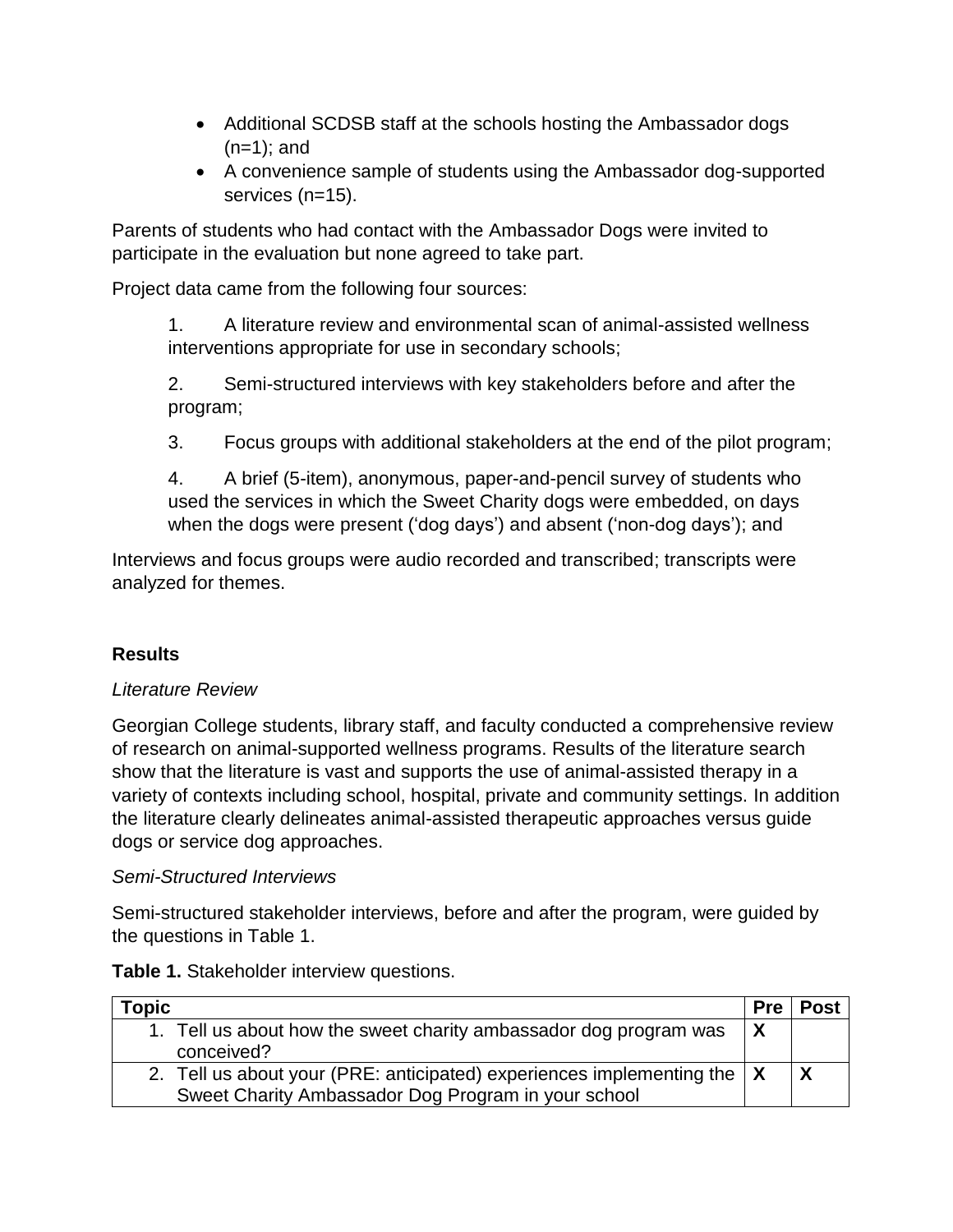- Additional SCDSB staff at the schools hosting the Ambassador dogs (n=1); and
- A convenience sample of students using the Ambassador dog-supported services (n=15).

Parents of students who had contact with the Ambassador Dogs were invited to participate in the evaluation but none agreed to take part.

Project data came from the following four sources:

1. A literature review and environmental scan of animal-assisted wellness interventions appropriate for use in secondary schools;

2. Semi-structured interviews with key stakeholders before and after the program;

3. Focus groups with additional stakeholders at the end of the pilot program;

4. A brief (5-item), anonymous, paper-and-pencil survey of students who used the services in which the Sweet Charity dogs were embedded, on days when the dogs were present ('dog days') and absent ('non-dog days'); and

Interviews and focus groups were audio recorded and transcribed; transcripts were analyzed for themes.

**Results**

*Literature Review*

Georgian College students, library staff, and faculty conducted a comprehensive review of research on animal-supported wellness programs. Results of the literature search show that the literature is vast and supports the use of animal-assisted therapy in a variety of contexts including school, hospital, private and community settings. In addition the literature clearly delineates animal-assisted therapeutic approaches versus guide dogs or service dog approaches.

*Semi-Structured Interviews*

Semi-structured stakeholder interviews, before and after the program, were guided by the questions in Table 1.

**Table 1.** Stakeholder interview questions.

| Topic | Pre | Post |
|---|---|---|
| 1. Tell us about how the sweet charity ambassador dog program was conceived? | X | |
| 2. Tell us about your (PRE: anticipated) experiences implementing the Sweet Charity Ambassador Dog Program in your school | X | X |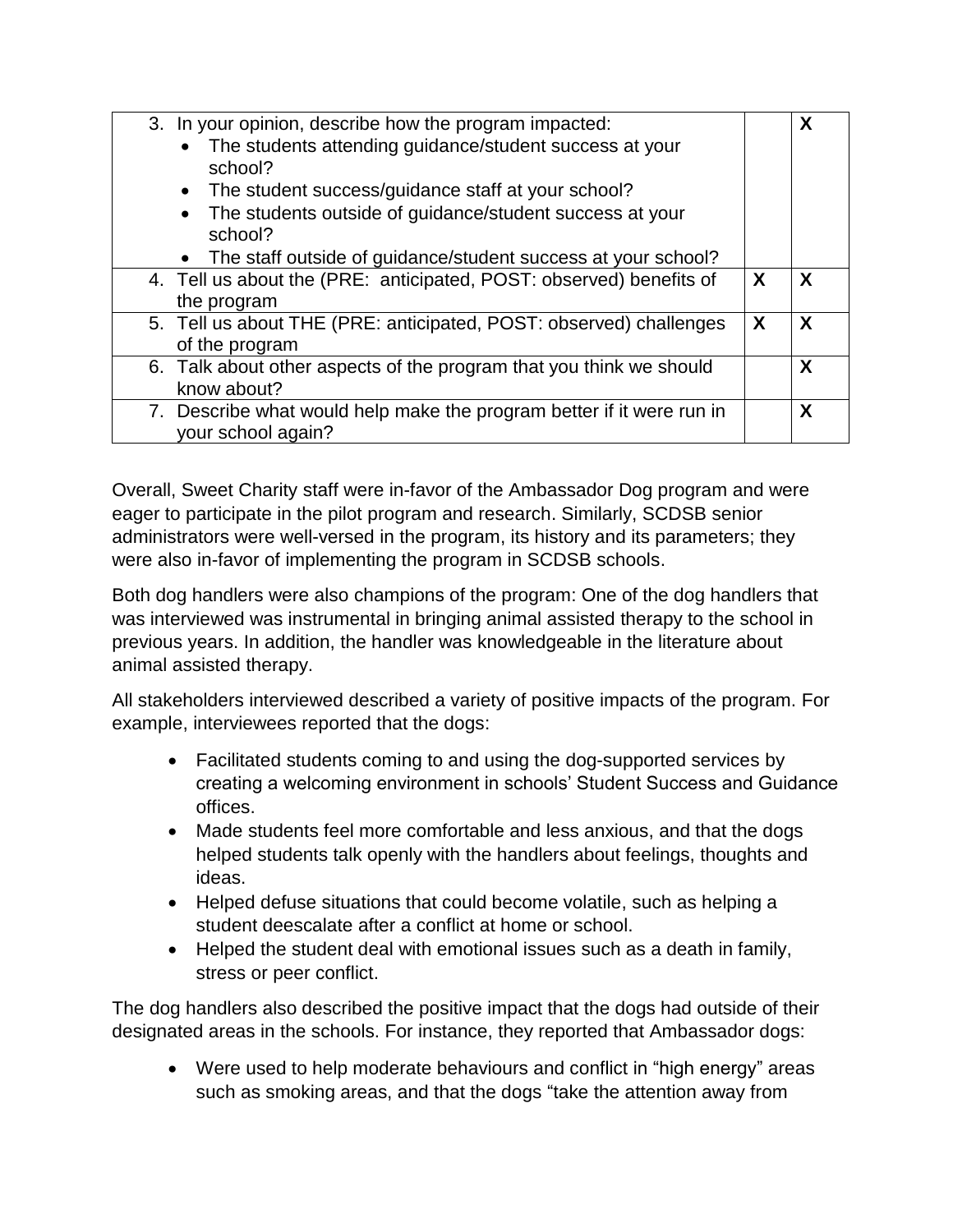| | | |
|---|---|---|
| 3. In your opinion, describe how the program impacted:<br>• The students attending guidance/student success at your school?<br>• The student success/guidance staff at your school?<br>• The students outside of guidance/student success at your school?<br>• The staff outside of guidance/student success at your school? | | X |
| 4. Tell us about the (PRE: anticipated, POST: observed) benefits of the program | X | X |
| 5. Tell us about THE (PRE: anticipated, POST: observed) challenges of the program | X | X |
| 6. Talk about other aspects of the program that you think we should know about? | | X |
| 7. Describe what would help make the program better if it were run in your school again? | | X |

Overall, Sweet Charity staff were in-favor of the Ambassador Dog program and were eager to participate in the pilot program and research. Similarly, SCDSB senior administrators were well-versed in the program, its history and its parameters; they were also in-favor of implementing the program in SCDSB schools.

Both dog handlers were also champions of the program: One of the dog handlers that was interviewed was instrumental in bringing animal assisted therapy to the school in previous years. In addition, the handler was knowledgeable in the literature about animal assisted therapy.

All stakeholders interviewed described a variety of positive impacts of the program. For example, interviewees reported that the dogs:

- Facilitated students coming to and using the dog-supported services by creating a welcoming environment in schools' Student Success and Guidance offices.
- Made students feel more comfortable and less anxious, and that the dogs helped students talk openly with the handlers about feelings, thoughts and ideas.
- Helped defuse situations that could become volatile, such as helping a student deescalate after a conflict at home or school.
- Helped the student deal with emotional issues such as a death in family, stress or peer conflict.

The dog handlers also described the positive impact that the dogs had outside of their designated areas in the schools. For instance, they reported that Ambassador dogs:

- Were used to help moderate behaviours and conflict in "high energy" areas such as smoking areas, and that the dogs "take the attention away from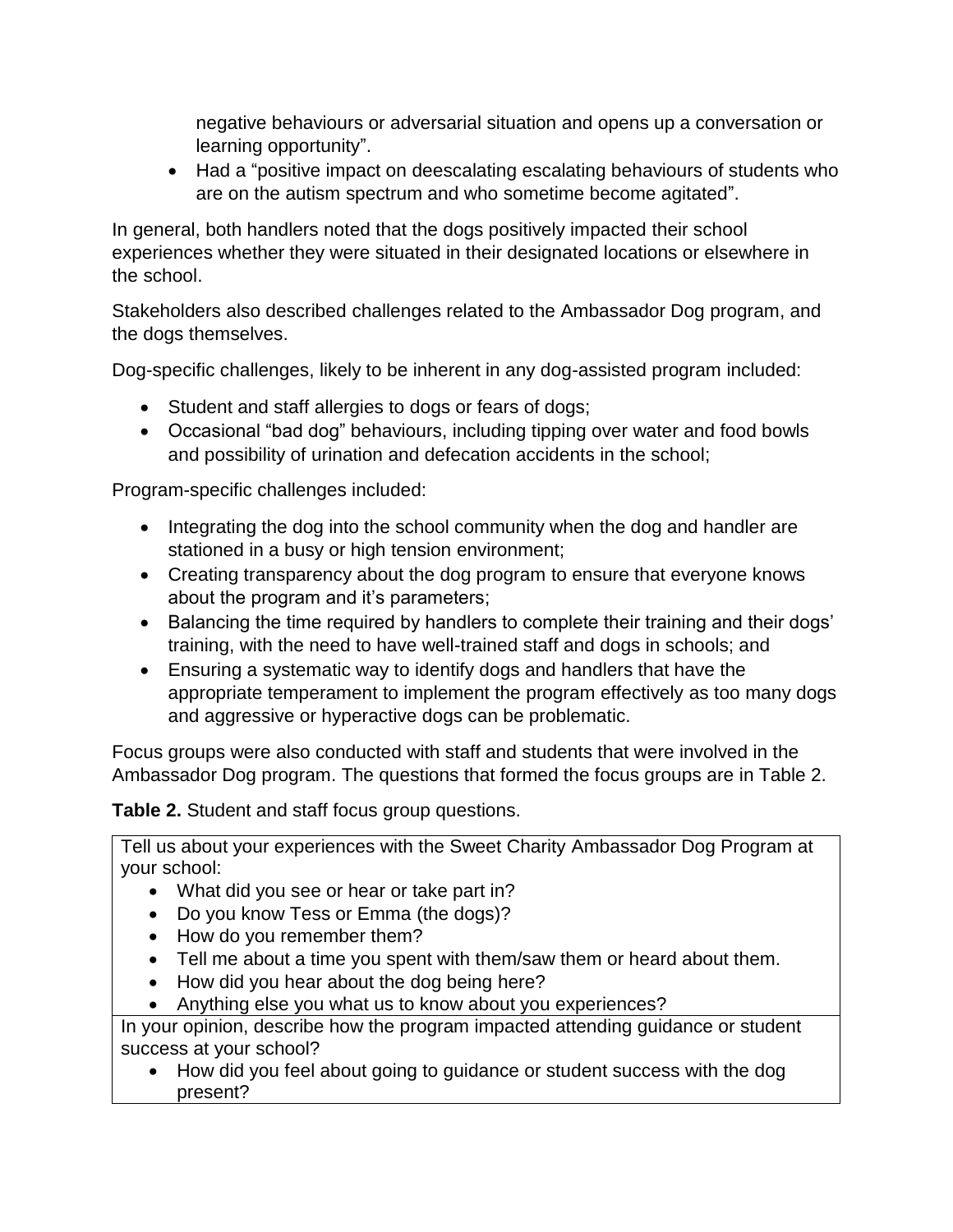negative behaviours or adversarial situation and opens up a conversation or learning opportunity".

- Had a "positive impact on deescalating escalating behaviours of students who are on the autism spectrum and who sometime become agitated".

In general, both handlers noted that the dogs positively impacted their school experiences whether they were situated in their designated locations or elsewhere in the school.

Stakeholders also described challenges related to the Ambassador Dog program, and the dogs themselves.

Dog-specific challenges, likely to be inherent in any dog-assisted program included:

- Student and staff allergies to dogs or fears of dogs;
- Occasional "bad dog" behaviours, including tipping over water and food bowls and possibility of urination and defecation accidents in the school;

Program-specific challenges included:

- Integrating the dog into the school community when the dog and handler are stationed in a busy or high tension environment;
- Creating transparency about the dog program to ensure that everyone knows about the program and it's parameters;
- Balancing the time required by handlers to complete their training and their dogs' training, with the need to have well-trained staff and dogs in schools; and
- Ensuring a systematic way to identify dogs and handlers that have the appropriate temperament to implement the program effectively as too many dogs and aggressive or hyperactive dogs can be problematic.

Focus groups were also conducted with staff and students that were involved in the Ambassador Dog program. The questions that formed the focus groups are in Table 2.

**Table 2.** Student and staff focus group questions.

| |
|---|
| Tell us about your experiences with the Sweet Charity Ambassador Dog Program at your school:<br>• What did you see or hear or take part in?<br>• Do you know Tess or Emma (the dogs)?<br>• How do you remember them?<br>• Tell me about a time you spent with them/saw them or heard about them.<br>• How did you hear about the dog being here?<br>• Anything else you what us to know about you experiences? |
| In your opinion, describe how the program impacted attending guidance or student success at your school?<br>• How did you feel about going to guidance or student success with the dog present? |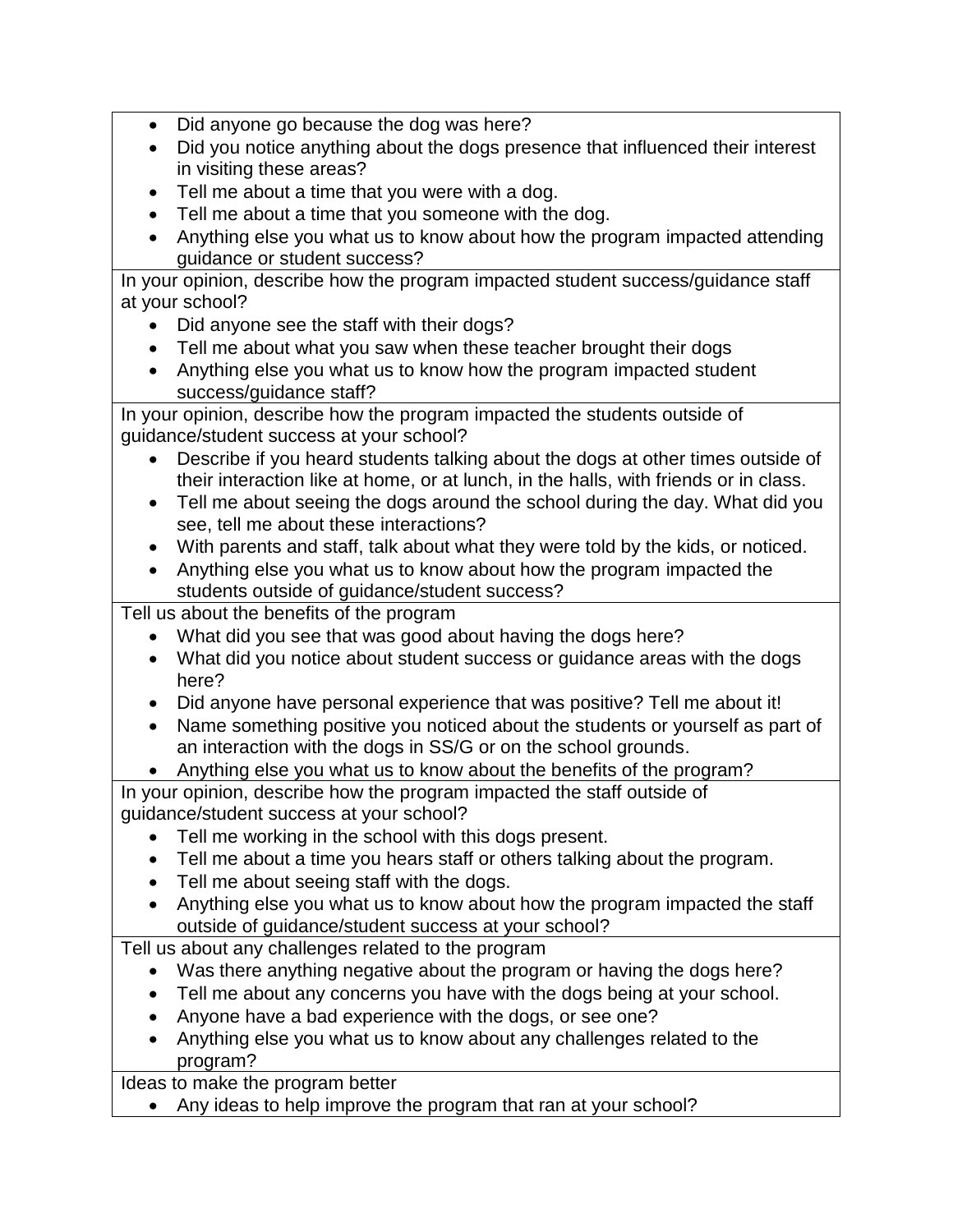| |
|---|
| • Did anyone go because the dog was here?<br>• Did you notice anything about the dogs presence that influenced their interest in visiting these areas?<br>• Tell me about a time that you were with a dog.<br>• Tell me about a time that you someone with the dog.<br>• Anything else you what us to know about how the program impacted attending guidance or student success? |
| In your opinion, describe how the program impacted student success/guidance staff at your school?<br>• Did anyone see the staff with their dogs?<br>• Tell me about what you saw when these teacher brought their dogs<br>• Anything else you what us to know how the program impacted student success/guidance staff? |
| In your opinion, describe how the program impacted the students outside of guidance/student success at your school?<br>• Describe if you heard students talking about the dogs at other times outside of their interaction like at home, or at lunch, in the halls, with friends or in class.<br>• Tell me about seeing the dogs around the school during the day. What did you see, tell me about these interactions?<br>• With parents and staff, talk about what they were told by the kids, or noticed.<br>• Anything else you what us to know about how the program impacted the students outside of guidance/student success? |
| Tell us about the benefits of the program<br>• What did you see that was good about having the dogs here?<br>• What did you notice about student success or guidance areas with the dogs here?<br>• Did anyone have personal experience that was positive? Tell me about it!<br>• Name something positive you noticed about the students or yourself as part of an interaction with the dogs in SS/G or on the school grounds.<br>• Anything else you what us to know about the benefits of the program? |
| In your opinion, describe how the program impacted the staff outside of guidance/student success at your school?<br>• Tell me working in the school with this dogs present.<br>• Tell me about a time you hears staff or others talking about the program.<br>• Tell me about seeing staff with the dogs.<br>• Anything else you what us to know about how the program impacted the staff outside of guidance/student success at your school? |
| Tell us about any challenges related to the program<br>• Was there anything negative about the program or having the dogs here?<br>• Tell me about any concerns you have with the dogs being at your school.<br>• Anyone have a bad experience with the dogs, or see one?<br>• Anything else you what us to know about any challenges related to the program? |
| Ideas to make the program better<br>• Any ideas to help improve the program that ran at your school? |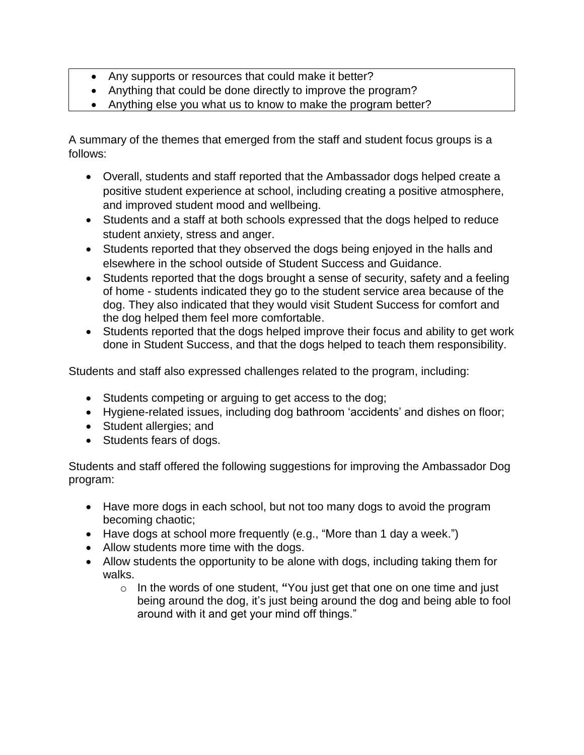- Any supports or resources that could make it better?
- Anything that could be done directly to improve the program?
- Anything else you what us to know to make the program better?

A summary of the themes that emerged from the staff and student focus groups is a follows:

- Overall, students and staff reported that the Ambassador dogs helped create a positive student experience at school, including creating a positive atmosphere, and improved student mood and wellbeing.
- Students and a staff at both schools expressed that the dogs helped to reduce student anxiety, stress and anger.
- Students reported that they observed the dogs being enjoyed in the halls and elsewhere in the school outside of Student Success and Guidance.
- Students reported that the dogs brought a sense of security, safety and a feeling of home - students indicated they go to the student service area because of the dog. They also indicated that they would visit Student Success for comfort and the dog helped them feel more comfortable.
- Students reported that the dogs helped improve their focus and ability to get work done in Student Success, and that the dogs helped to teach them responsibility.

Students and staff also expressed challenges related to the program, including:

- Students competing or arguing to get access to the dog;
- Hygiene-related issues, including dog bathroom 'accidents' and dishes on floor;
- Student allergies; and
- Students fears of dogs.

Students and staff offered the following suggestions for improving the Ambassador Dog program:

- Have more dogs in each school, but not too many dogs to avoid the program becoming chaotic;
- Have dogs at school more frequently (e.g., "More than 1 day a week.")
- Allow students more time with the dogs.
- Allow students the opportunity to be alone with dogs, including taking them for walks.
  - In the words of one student, **"**You just get that one on one time and just being around the dog, it's just being around the dog and being able to fool around with it and get your mind off things."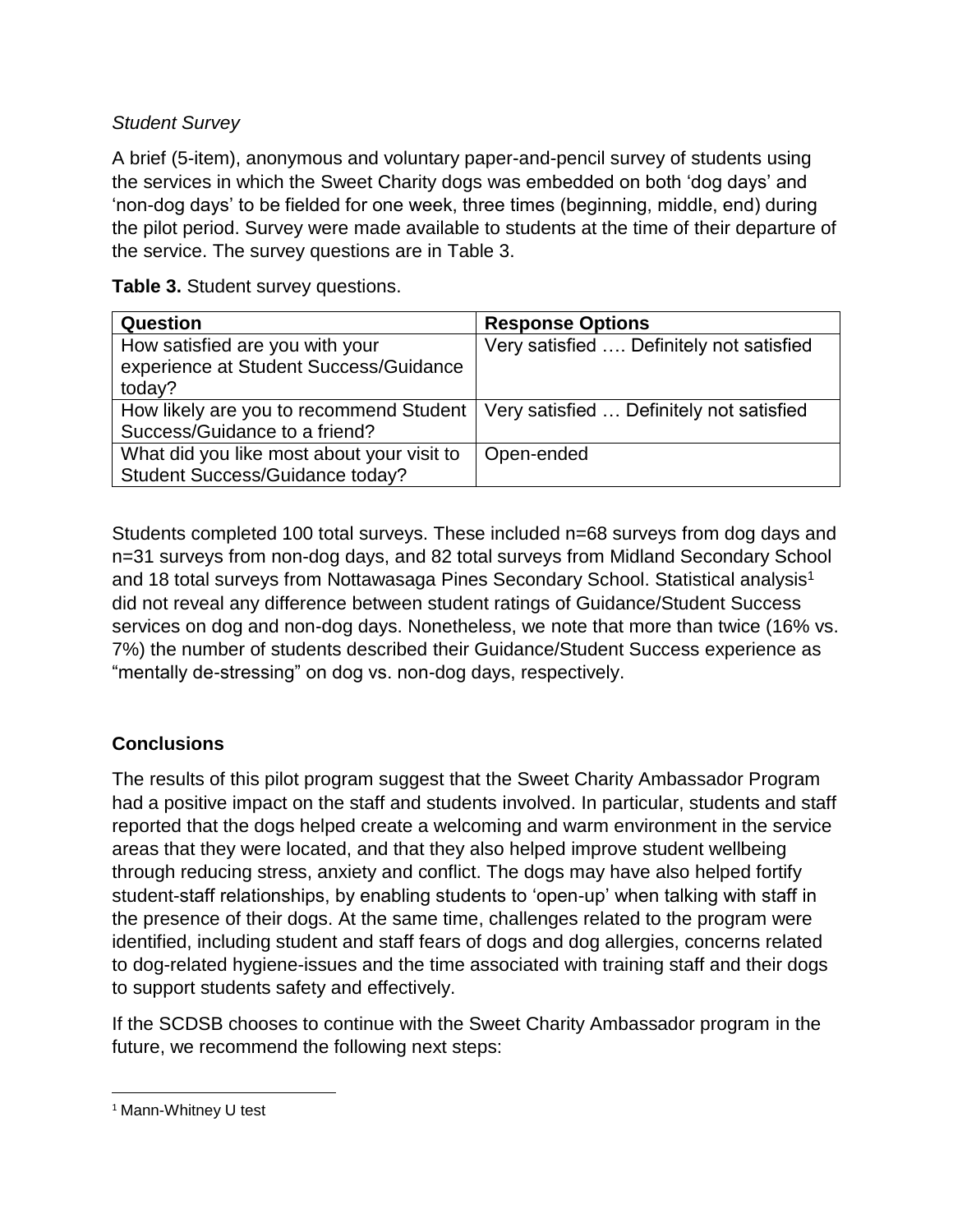*Student Survey*

A brief (5-item), anonymous and voluntary paper-and-pencil survey of students using the services in which the Sweet Charity dogs was embedded on both 'dog days' and 'non-dog days' to be fielded for one week, three times (beginning, middle, end) during the pilot period. Survey were made available to students at the time of their departure of the service. The survey questions are in Table 3.

**Table 3.** Student survey questions.

| Question | Response Options |
|---|---|
| How satisfied are you with your experience at Student Success/Guidance today? | Very satisfied …. Definitely not satisfied |
| How likely are you to recommend Student Success/Guidance to a friend? | Very satisfied … Definitely not satisfied |
| What did you like most about your visit to Student Success/Guidance today? | Open-ended |

Students completed 100 total surveys. These included n=68 surveys from dog days and n=31 surveys from non-dog days, and 82 total surveys from Midland Secondary School and 18 total surveys from Nottawasaga Pines Secondary School. Statistical analysis[1] did not reveal any difference between student ratings of Guidance/Student Success services on dog and non-dog days. Nonetheless, we note that more than twice (16% vs. 7%) the number of students described their Guidance/Student Success experience as "mentally de-stressing" on dog vs. non-dog days, respectively.

## Conclusions

The results of this pilot program suggest that the Sweet Charity Ambassador Program had a positive impact on the staff and students involved. In particular, students and staff reported that the dogs helped create a welcoming and warm environment in the service areas that they were located, and that they also helped improve student wellbeing through reducing stress, anxiety and conflict. The dogs may have also helped fortify student-staff relationships, by enabling students to 'open-up' when talking with staff in the presence of their dogs. At the same time, challenges related to the program were identified, including student and staff fears of dogs and dog allergies, concerns related to dog-related hygiene-issues and the time associated with training staff and their dogs to support students safety and effectively.

If the SCDSB chooses to continue with the Sweet Charity Ambassador program in the future, we recommend the following next steps:

[1] Mann-Whitney U test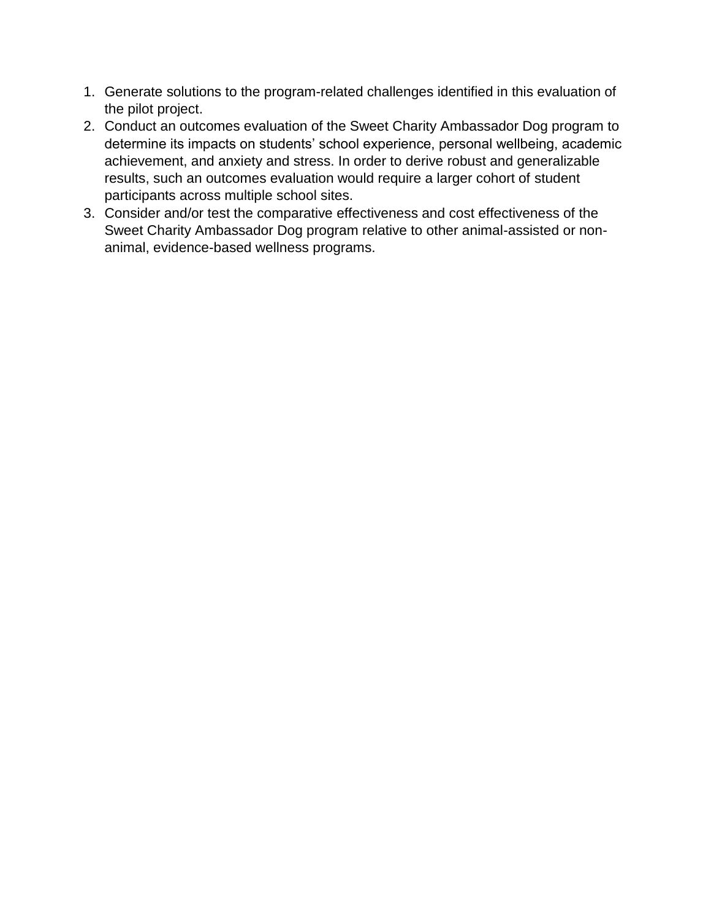1. Generate solutions to the program-related challenges identified in this evaluation of the pilot project.
2. Conduct an outcomes evaluation of the Sweet Charity Ambassador Dog program to determine its impacts on students' school experience, personal wellbeing, academic achievement, and anxiety and stress. In order to derive robust and generalizable results, such an outcomes evaluation would require a larger cohort of student participants across multiple school sites.
3. Consider and/or test the comparative effectiveness and cost effectiveness of the Sweet Charity Ambassador Dog program relative to other animal-assisted or non-animal, evidence-based wellness programs.